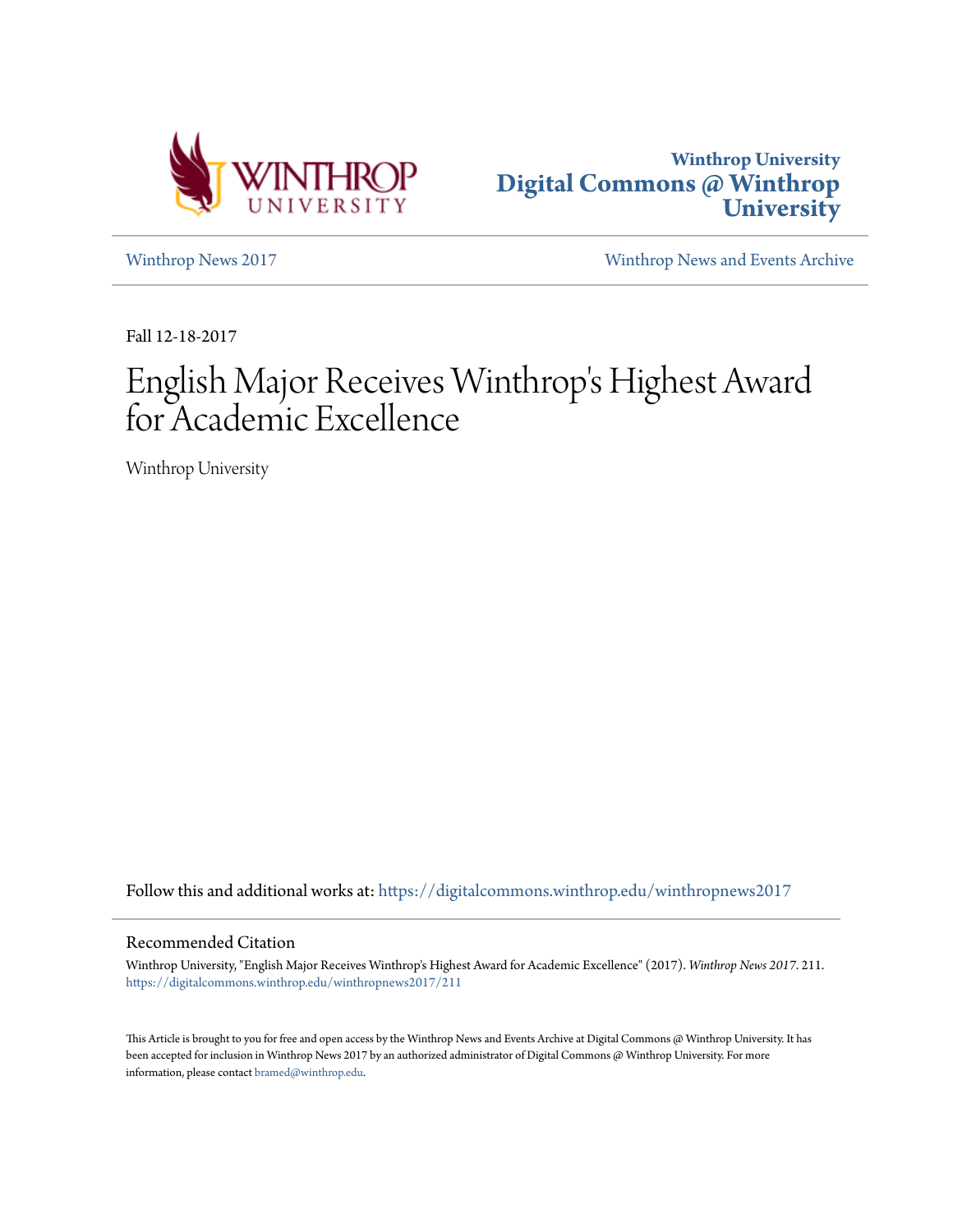Winthrop University
**Digital Commons @ Winthrop University**

Winthrop News 2017

Winthrop News and Events Archive

Fall 12-18-2017

# English Major Receives Winthrop's Highest Award for Academic Excellence

Winthrop University

Follow this and additional works at: https://digitalcommons.winthrop.edu/winthropnews2017

## Recommended Citation

Winthrop University, "English Major Receives Winthrop's Highest Award for Academic Excellence" (2017). *Winthrop News 2017*. 211.
https://digitalcommons.winthrop.edu/winthropnews2017/211

This Article is brought to you for free and open access by the Winthrop News and Events Archive at Digital Commons @ Winthrop University. It has been accepted for inclusion in Winthrop News 2017 by an authorized administrator of Digital Commons @ Winthrop University. For more information, please contact bramed@winthrop.edu.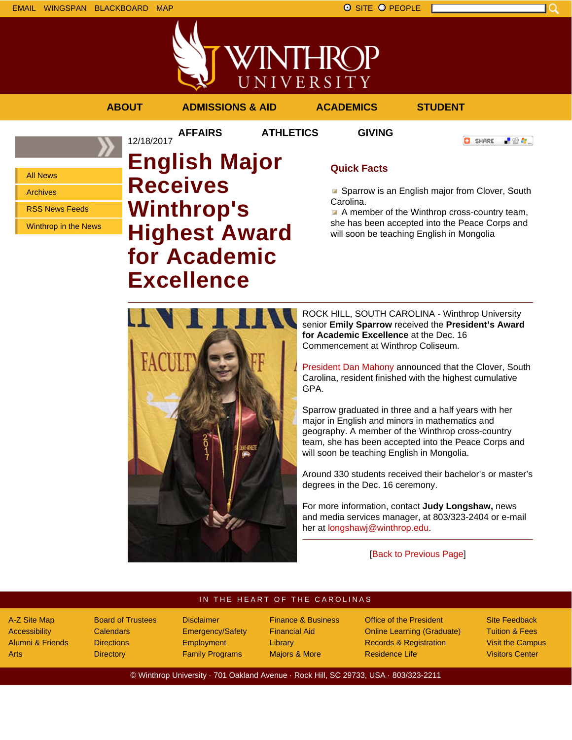EMAIL WINGSPAN BLACKBOARD MAP

SITE PEOPLE

WINTHROP UNIVERSITY

ABOUT ADMISSIONS & AID ACADEMICS STUDENT AFFAIRS ATHLETICS GIVING

- All News
- Archives
- RSS News Feeds
- Winthrop in the News

12/18/2017

# English Major Receives Winthrop's Highest Award for Academic Excellence

SHARE

## Quick Facts

- Sparrow is an English major from Clover, South Carolina.
- A member of the Winthrop cross-country team, she has been accepted into the Peace Corps and will soon be teaching English in Mongolia

ROCK HILL, SOUTH CAROLINA - Winthrop University senior **Emily Sparrow** received the **President's Award for Academic Excellence** at the Dec. 16 Commencement at Winthrop Coliseum.

President Dan Mahony announced that the Clover, South Carolina, resident finished with the highest cumulative GPA.

Sparrow graduated in three and a half years with her major in English and minors in mathematics and geography. A member of the Winthrop cross-country team, she has been accepted into the Peace Corps and will soon be teaching English in Mongolia.

Around 330 students received their bachelor's or master's degrees in the Dec. 16 ceremony.

For more information, contact **Judy Longshaw,** news and media services manager, at 803/323-2404 or e-mail her at longshawj@winthrop.edu.

[Back to Previous Page]

IN THE HEART OF THE CAROLINAS

A-Z Site Map
Accessibility
Alumni & Friends
Arts
Board of Trustees
Calendars
Directions
Directory
Disclaimer
Emergency/Safety
Employment
Family Programs
Finance & Business
Financial Aid
Library
Majors & More
Office of the President
Online Learning (Graduate)
Records & Registration
Residence Life
Site Feedback
Tuition & Fees
Visit the Campus
Visitors Center

© Winthrop University · 701 Oakland Avenue · Rock Hill, SC 29733, USA · 803/323-2211